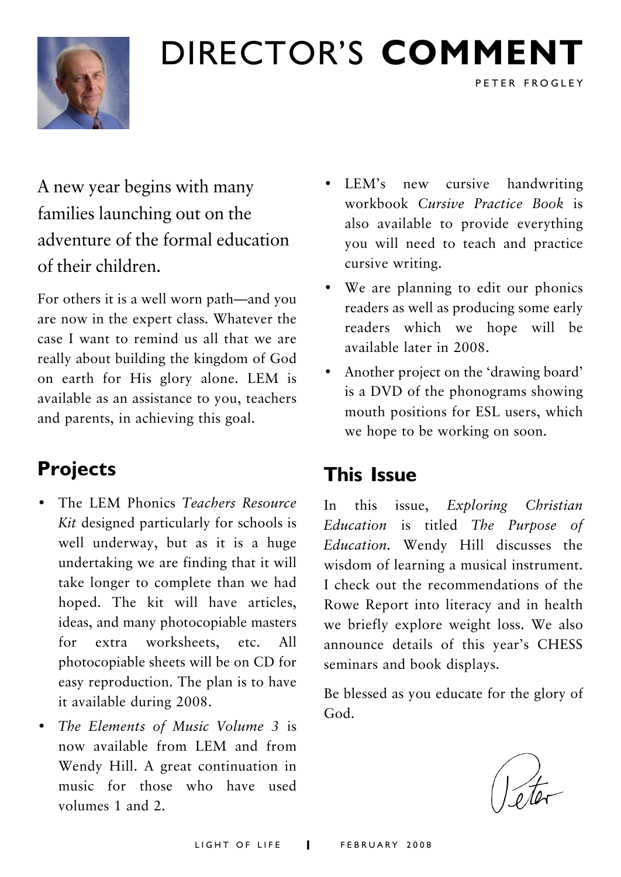# DIRECTOR'S **COMMENT**

PETER FROGLEY

A new year begins with many families launching out on the adventure of the formal education of their children.

For others it is a well worn path—and you are now in the expert class. Whatever the case I want to remind us all that we are really about building the kingdom of God on earth for His glory alone. LEM is available as an assistance to you, teachers and parents, in achieving this goal.

## Projects

- The LEM Phonics *Teachers Resource Kit* designed particularly for schools is well underway, but as it is a huge undertaking we are finding that it will take longer to complete than we had hoped. The kit will have articles, ideas, and many photocopiable masters for extra worksheets, etc. All photocopiable sheets will be on CD for easy reproduction. The plan is to have it available during 2008.
- *The Elements of Music Volume 3* is now available from LEM and from Wendy Hill. A great continuation in music for those who have used volumes 1 and 2.
- LEM's new cursive handwriting workbook *Cursive Practice Book* is also available to provide everything you will need to teach and practice cursive writing.
- We are planning to edit our phonics readers as well as producing some early readers which we hope will be available later in 2008.
- Another project on the 'drawing board' is a DVD of the phonograms showing mouth positions for ESL users, which we hope to be working on soon.

## This Issue

In this issue, *Exploring Christian Education* is titled *The Purpose of Education*. Wendy Hill discusses the wisdom of learning a musical instrument. I check out the recommendations of the Rowe Report into literacy and in health we briefly explore weight loss. We also announce details of this year's CHESS seminars and book displays.

Be blessed as you educate for the glory of God.

Peter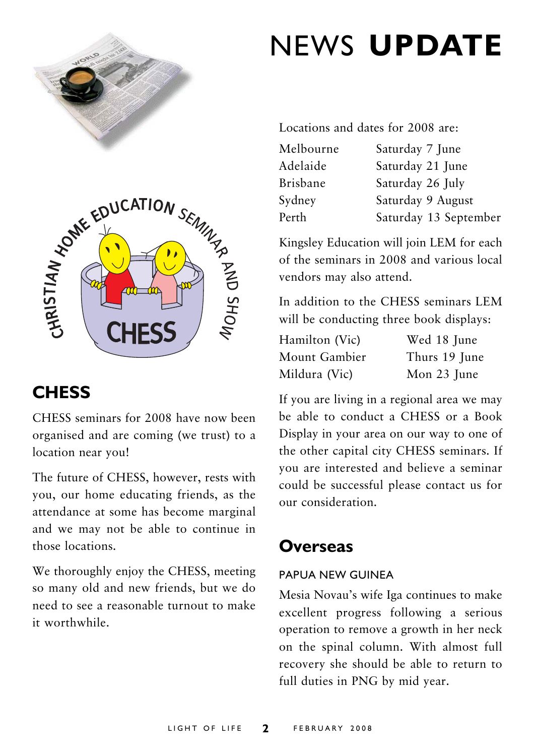# NEWS **UPDATE**

## CHESS

CHESS seminars for 2008 have now been organised and are coming (we trust) to a location near you!

The future of CHESS, however, rests with you, our home educating friends, as the attendance at some has become marginal and we may not be able to continue in those locations.

We thoroughly enjoy the CHESS, meeting so many old and new friends, but we do need to see a reasonable turnout to make it worthwhile.

Locations and dates for 2008 are:

| | |
|---|---|
| Melbourne | Saturday 7 June |
| Adelaide | Saturday 21 June |
| Brisbane | Saturday 26 July |
| Sydney | Saturday 9 August |
| Perth | Saturday 13 September |

Kingsley Education will join LEM for each of the seminars in 2008 and various local vendors may also attend.

In addition to the CHESS seminars LEM will be conducting three book displays:

| | |
|---|---|
| Hamilton (Vic) | Wed 18 June |
| Mount Gambier | Thurs 19 June |
| Mildura (Vic) | Mon 23 June |

If you are living in a regional area we may be able to conduct a CHESS or a Book Display in your area on our way to one of the other capital city CHESS seminars. If you are interested and believe a seminar could be successful please contact us for our consideration.

## Overseas

### PAPUA NEW GUINEA

Mesia Novau's wife Iga continues to make excellent progress following a serious operation to remove a growth in her neck on the spinal column. With almost full recovery she should be able to return to full duties in PNG by mid year.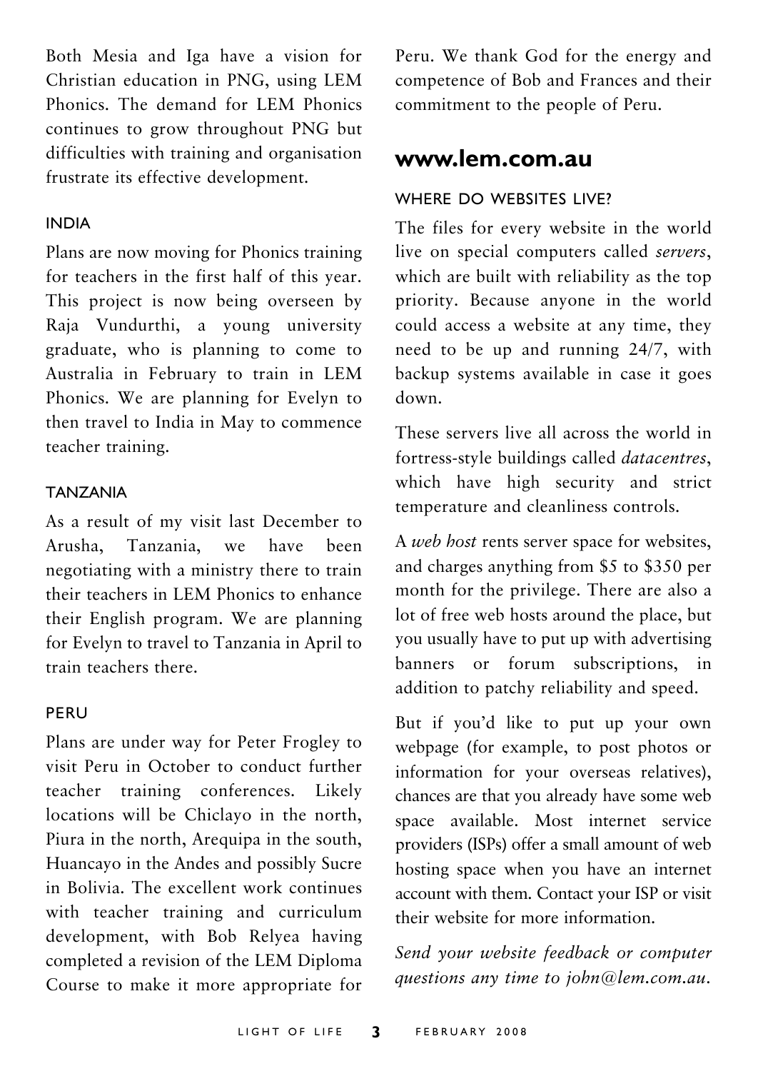Both Mesia and Iga have a vision for Christian education in PNG, using LEM Phonics. The demand for LEM Phonics continues to grow throughout PNG but difficulties with training and organisation frustrate its effective development.

### INDIA

Plans are now moving for Phonics training for teachers in the first half of this year. This project is now being overseen by Raja Vundurthi, a young university graduate, who is planning to come to Australia in February to train in LEM Phonics. We are planning for Evelyn to then travel to India in May to commence teacher training.

### TANZANIA

As a result of my visit last December to Arusha, Tanzania, we have been negotiating with a ministry there to train their teachers in LEM Phonics to enhance their English program. We are planning for Evelyn to travel to Tanzania in April to train teachers there.

### PERU

Plans are under way for Peter Frogley to visit Peru in October to conduct further teacher training conferences. Likely locations will be Chiclayo in the north, Piura in the north, Arequipa in the south, Huancayo in the Andes and possibly Sucre in Bolivia. The excellent work continues with teacher training and curriculum development, with Bob Relyea having completed a revision of the LEM Diploma Course to make it more appropriate for Peru. We thank God for the energy and competence of Bob and Frances and their commitment to the people of Peru.

## www.lem.com.au

### WHERE DO WEBSITES LIVE?

The files for every website in the world live on special computers called *servers*, which are built with reliability as the top priority. Because anyone in the world could access a website at any time, they need to be up and running 24/7, with backup systems available in case it goes down.

These servers live all across the world in fortress-style buildings called *datacentres*, which have high security and strict temperature and cleanliness controls.

A *web host* rents server space for websites, and charges anything from $5 to $350 per month for the privilege. There are also a lot of free web hosts around the place, but you usually have to put up with advertising banners or forum subscriptions, in addition to patchy reliability and speed.

But if you'd like to put up your own webpage (for example, to post photos or information for your overseas relatives), chances are that you already have some web space available. Most internet service providers (ISPs) offer a small amount of web hosting space when you have an internet account with them. Contact your ISP or visit their website for more information.

*Send your website feedback or computer questions any time to john@lem.com.au.*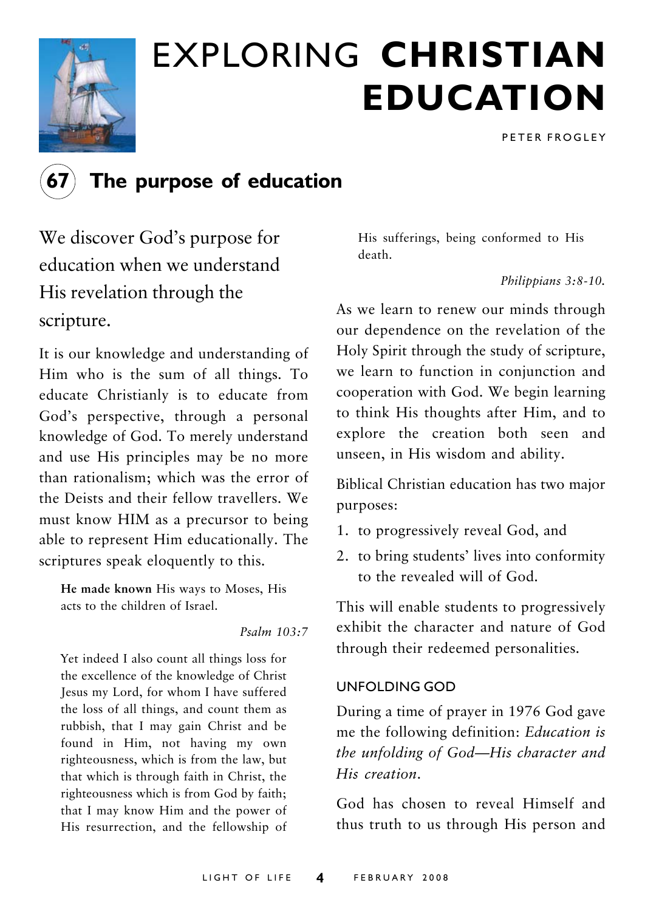# EXPLORING CHRISTIAN EDUCATION

PETER FROGLEY

## 67 The purpose of education

We discover God's purpose for education when we understand His revelation through the scripture.

It is our knowledge and understanding of Him who is the sum of all things. To educate Christianly is to educate from God's perspective, through a personal knowledge of God. To merely understand and use His principles may be no more than rationalism; which was the error of the Deists and their fellow travellers. We must know HIM as a precursor to being able to represent Him educationally. The scriptures speak eloquently to this.

> **He made known** His ways to Moses, His acts to the children of Israel.
>
> *Psalm 103:7*

> Yet indeed I also count all things loss for the excellence of the knowledge of Christ Jesus my Lord, for whom I have suffered the loss of all things, and count them as rubbish, that I may gain Christ and be found in Him, not having my own righteousness, which is from the law, but that which is through faith in Christ, the righteousness which is from God by faith; that I may know Him and the power of His resurrection, and the fellowship of His sufferings, being conformed to His death.
>
> *Philippians 3:8-10.*

As we learn to renew our minds through our dependence on the revelation of the Holy Spirit through the study of scripture, we learn to function in conjunction and cooperation with God. We begin learning to think His thoughts after Him, and to explore the creation both seen and unseen, in His wisdom and ability.

Biblical Christian education has two major purposes:

1. to progressively reveal God, and
2. to bring students' lives into conformity to the revealed will of God.

This will enable students to progressively exhibit the character and nature of God through their redeemed personalities.

### UNFOLDING GOD

During a time of prayer in 1976 God gave me the following definition: *Education is the unfolding of God—His character and His creation.*

God has chosen to reveal Himself and thus truth to us through His person and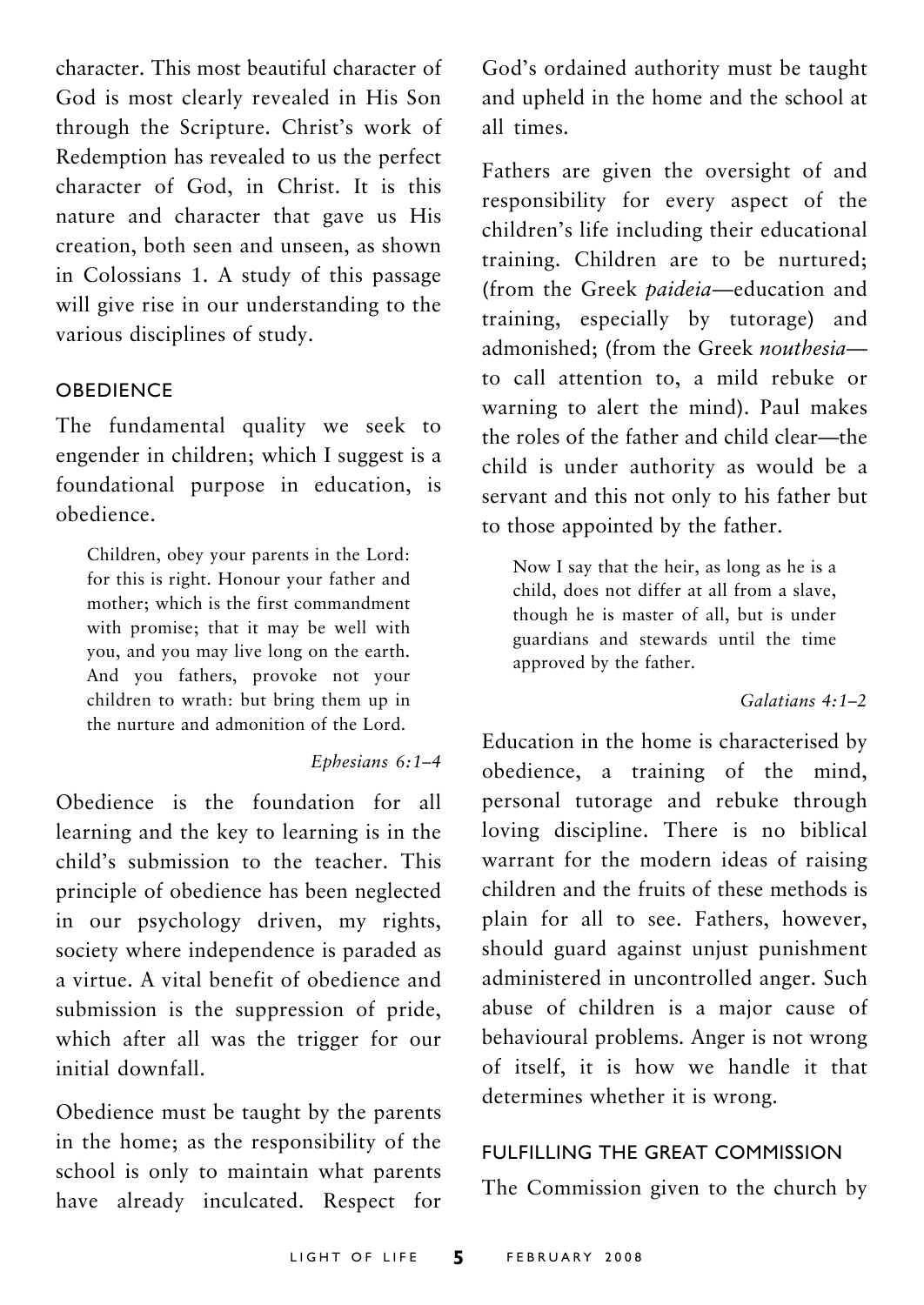character. This most beautiful character of God is most clearly revealed in His Son through the Scripture. Christ's work of Redemption has revealed to us the perfect character of God, in Christ. It is this nature and character that gave us His creation, both seen and unseen, as shown in Colossians 1. A study of this passage will give rise in our understanding to the various disciplines of study.

### OBEDIENCE

The fundamental quality we seek to engender in children; which I suggest is a foundational purpose in education, is obedience.

> Children, obey your parents in the Lord: for this is right. Honour your father and mother; which is the first commandment with promise; that it may be well with you, and you may live long on the earth. And you fathers, provoke not your children to wrath: but bring them up in the nurture and admonition of the Lord.
>
> *Ephesians 6:1–4*

Obedience is the foundation for all learning and the key to learning is in the child's submission to the teacher. This principle of obedience has been neglected in our psychology driven, my rights, society where independence is paraded as a virtue. A vital benefit of obedience and submission is the suppression of pride, which after all was the trigger for our initial downfall.

Obedience must be taught by the parents in the home; as the responsibility of the school is only to maintain what parents have already inculcated. Respect for God's ordained authority must be taught and upheld in the home and the school at all times.

Fathers are given the oversight of and responsibility for every aspect of the children's life including their educational training. Children are to be nurtured; (from the Greek *paideia*—education and training, especially by tutorage) and admonished; (from the Greek *nouthesia*—to call attention to, a mild rebuke or warning to alert the mind). Paul makes the roles of the father and child clear—the child is under authority as would be a servant and this not only to his father but to those appointed by the father.

> Now I say that the heir, as long as he is a child, does not differ at all from a slave, though he is master of all, but is under guardians and stewards until the time approved by the father.
>
> *Galatians 4:1–2*

Education in the home is characterised by obedience, a training of the mind, personal tutorage and rebuke through loving discipline. There is no biblical warrant for the modern ideas of raising children and the fruits of these methods is plain for all to see. Fathers, however, should guard against unjust punishment administered in uncontrolled anger. Such abuse of children is a major cause of behavioural problems. Anger is not wrong of itself, it is how we handle it that determines whether it is wrong.

### FULFILLING THE GREAT COMMISSION

The Commission given to the church by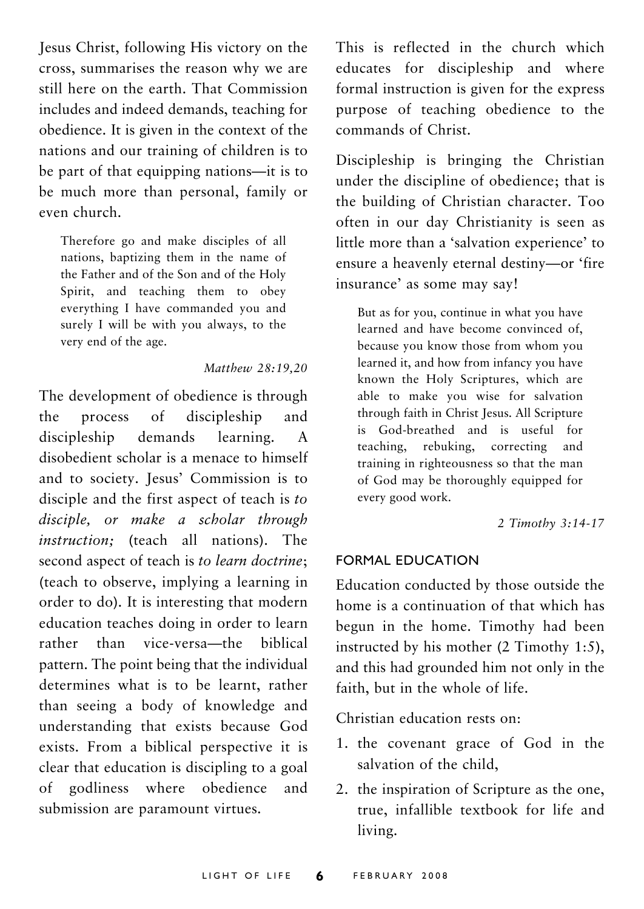Jesus Christ, following His victory on the cross, summarises the reason why we are still here on the earth. That Commission includes and indeed demands, teaching for obedience. It is given in the context of the nations and our training of children is to be part of that equipping nations—it is to be much more than personal, family or even church.

> Therefore go and make disciples of all nations, baptizing them in the name of the Father and of the Son and of the Holy Spirit, and teaching them to obey everything I have commanded you and surely I will be with you always, to the very end of the age.
>
> *Matthew 28:19,20*

The development of obedience is through the process of discipleship and discipleship demands learning. A disobedient scholar is a menace to himself and to society. Jesus' Commission is to disciple and the first aspect of teach is *to disciple, or make a scholar through instruction;* (teach all nations). The second aspect of teach is *to learn doctrine*; (teach to observe, implying a learning in order to do). It is interesting that modern education teaches doing in order to learn rather than vice-versa—the biblical pattern. The point being that the individual determines what is to be learnt, rather than seeing a body of knowledge and understanding that exists because God exists. From a biblical perspective it is clear that education is discipling to a goal of godliness where obedience and submission are paramount virtues.

This is reflected in the church which educates for discipleship and where formal instruction is given for the express purpose of teaching obedience to the commands of Christ.

Discipleship is bringing the Christian under the discipline of obedience; that is the building of Christian character. Too often in our day Christianity is seen as little more than a 'salvation experience' to ensure a heavenly eternal destiny—or 'fire insurance' as some may say!

> But as for you, continue in what you have learned and have become convinced of, because you know those from whom you learned it, and how from infancy you have known the Holy Scriptures, which are able to make you wise for salvation through faith in Christ Jesus. All Scripture is God-breathed and is useful for teaching, rebuking, correcting and training in righteousness so that the man of God may be thoroughly equipped for every good work.
>
> *2 Timothy 3:14-17*

## FORMAL EDUCATION

Education conducted by those outside the home is a continuation of that which has begun in the home. Timothy had been instructed by his mother (2 Timothy 1:5), and this had grounded him not only in the faith, but in the whole of life.

Christian education rests on:

1. the covenant grace of God in the salvation of the child,
2. the inspiration of Scripture as the one, true, infallible textbook for life and living.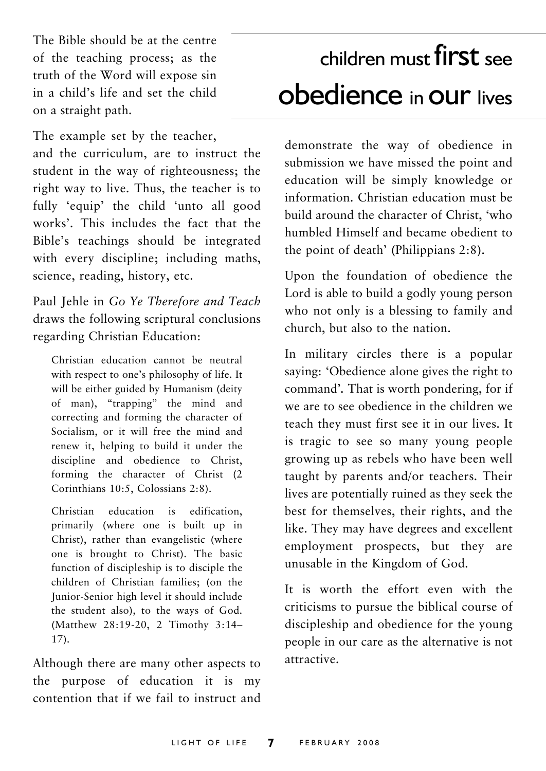The Bible should be at the centre of the teaching process; as the truth of the Word will expose sin in a child's life and set the child on a straight path.

> **children must first see obedience in our lives**

The example set by the teacher, and the curriculum, are to instruct the student in the way of righteousness; the right way to live. Thus, the teacher is to fully 'equip' the child 'unto all good works'. This includes the fact that the Bible's teachings should be integrated with every discipline; including maths, science, reading, history, etc.

Paul Jehle in *Go Ye Therefore and Teach* draws the following scriptural conclusions regarding Christian Education:

> Christian education cannot be neutral with respect to one's philosophy of life. It will be either guided by Humanism (deity of man), "trapping" the mind and correcting and forming the character of Socialism, or it will free the mind and renew it, helping to build it under the discipline and obedience to Christ, forming the character of Christ (2 Corinthians 10:5, Colossians 2:8).
>
> Christian education is edification, primarily (where one is built up in Christ), rather than evangelistic (where one is brought to Christ). The basic function of discipleship is to disciple the children of Christian families; (on the Junior-Senior high level it should include the student also), to the ways of God. (Matthew 28:19-20, 2 Timothy 3:14–17).

Although there are many other aspects to the purpose of education it is my contention that if we fail to instruct and demonstrate the way of obedience in submission we have missed the point and education will be simply knowledge or information. Christian education must be build around the character of Christ, 'who humbled Himself and became obedient to the point of death' (Philippians 2:8).

Upon the foundation of obedience the Lord is able to build a godly young person who not only is a blessing to family and church, but also to the nation.

In military circles there is a popular saying: 'Obedience alone gives the right to command'. That is worth pondering, for if we are to see obedience in the children we teach they must first see it in our lives. It is tragic to see so many young people growing up as rebels who have been well taught by parents and/or teachers. Their lives are potentially ruined as they seek the best for themselves, their rights, and the like. They may have degrees and excellent employment prospects, but they are unusable in the Kingdom of God.

It is worth the effort even with the criticisms to pursue the biblical course of discipleship and obedience for the young people in our care as the alternative is not attractive.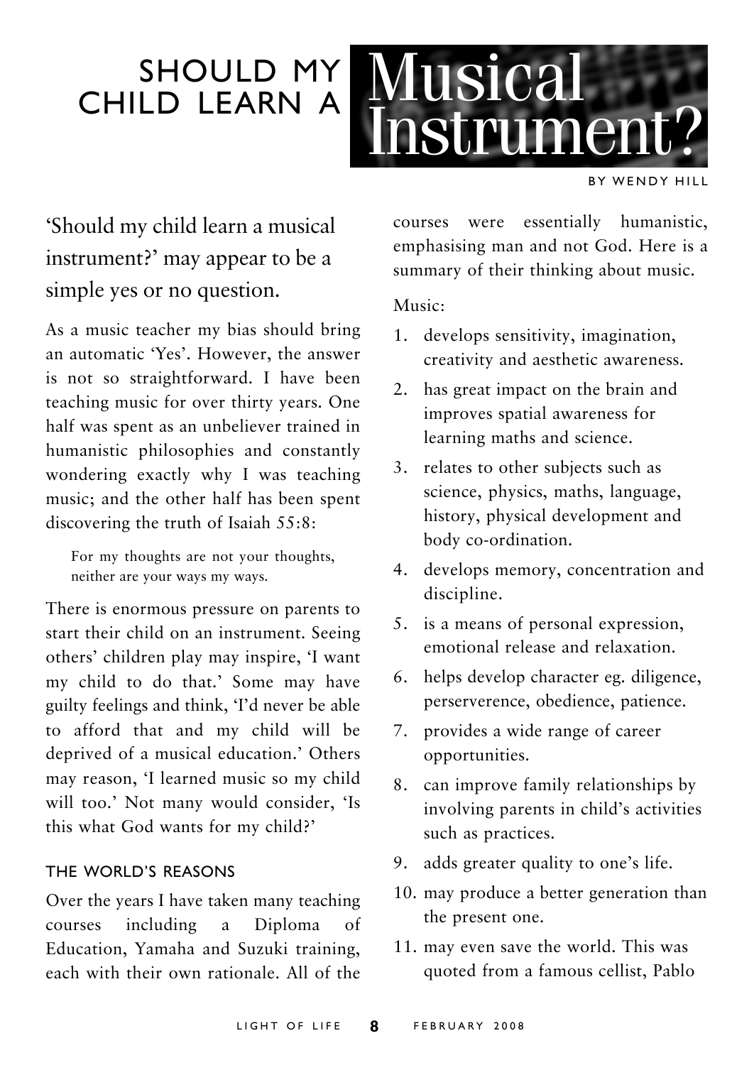# SHOULD MY CHILD LEARN A Musical Instrument?

BY WENDY HILL

'Should my child learn a musical instrument?' may appear to be a simple yes or no question.

As a music teacher my bias should bring an automatic 'Yes'. However, the answer is not so straightforward. I have been teaching music for over thirty years. One half was spent as an unbeliever trained in humanistic philosophies and constantly wondering exactly why I was teaching music; and the other half has been spent discovering the truth of Isaiah 55:8:

> For my thoughts are not your thoughts, neither are your ways my ways.

There is enormous pressure on parents to start their child on an instrument. Seeing others' children play may inspire, 'I want my child to do that.' Some may have guilty feelings and think, 'I'd never be able to afford that and my child will be deprived of a musical education.' Others may reason, 'I learned music so my child will too.' Not many would consider, 'Is this what God wants for my child?'

## THE WORLD'S REASONS

Over the years I have taken many teaching courses including a Diploma of Education, Yamaha and Suzuki training, each with their own rationale. All of the courses were essentially humanistic, emphasising man and not God. Here is a summary of their thinking about music.

Music:

1. develops sensitivity, imagination, creativity and aesthetic awareness.
2. has great impact on the brain and improves spatial awareness for learning maths and science.
3. relates to other subjects such as science, physics, maths, language, history, physical development and body co-ordination.
4. develops memory, concentration and discipline.
5. is a means of personal expression, emotional release and relaxation.
6. helps develop character eg. diligence, perserverence, obedience, patience.
7. provides a wide range of career opportunities.
8. can improve family relationships by involving parents in child's activities such as practices.
9. adds greater quality to one's life.
10. may produce a better generation than the present one.
11. may even save the world. This was quoted from a famous cellist, Pablo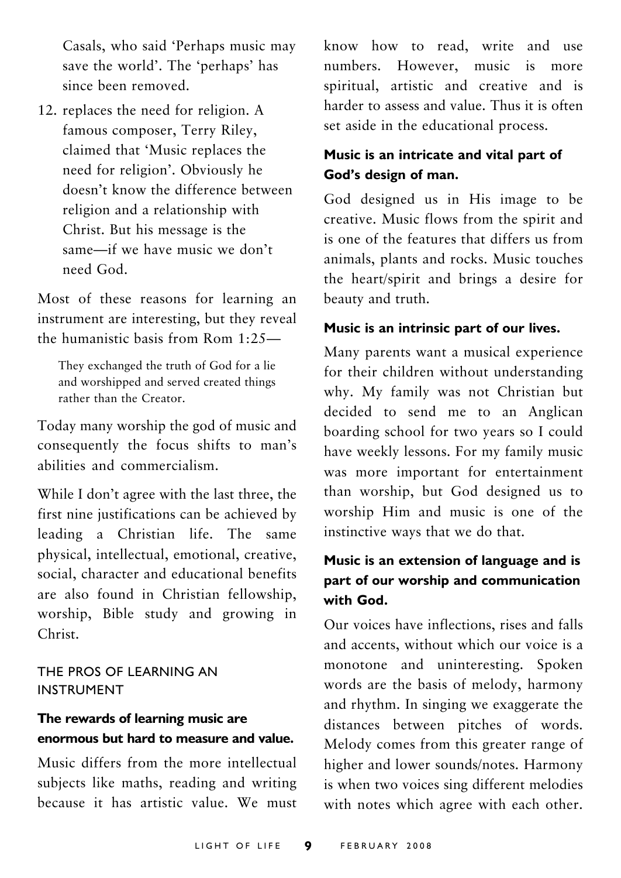Casals, who said 'Perhaps music may save the world'. The 'perhaps' has since been removed.

12. replaces the need for religion. A famous composer, Terry Riley, claimed that 'Music replaces the need for religion'. Obviously he doesn't know the difference between religion and a relationship with Christ. But his message is the same—if we have music we don't need God.

Most of these reasons for learning an instrument are interesting, but they reveal the humanistic basis from Rom 1:25—

> They exchanged the truth of God for a lie and worshipped and served created things rather than the Creator.

Today many worship the god of music and consequently the focus shifts to man's abilities and commercialism.

While I don't agree with the last three, the first nine justifications can be achieved by leading a Christian life. The same physical, intellectual, emotional, creative, social, character and educational benefits are also found in Christian fellowship, worship, Bible study and growing in Christ.

## THE PROS OF LEARNING AN INSTRUMENT

### The rewards of learning music are enormous but hard to measure and value.

Music differs from the more intellectual subjects like maths, reading and writing because it has artistic value. We must know how to read, write and use numbers. However, music is more spiritual, artistic and creative and is harder to assess and value. Thus it is often set aside in the educational process.

### Music is an intricate and vital part of God's design of man.

God designed us in His image to be creative. Music flows from the spirit and is one of the features that differs us from animals, plants and rocks. Music touches the heart/spirit and brings a desire for beauty and truth.

### Music is an intrinsic part of our lives.

Many parents want a musical experience for their children without understanding why. My family was not Christian but decided to send me to an Anglican boarding school for two years so I could have weekly lessons. For my family music was more important for entertainment than worship, but God designed us to worship Him and music is one of the instinctive ways that we do that.

### Music is an extension of language and is part of our worship and communication with God.

Our voices have inflections, rises and falls and accents, without which our voice is a monotone and uninteresting. Spoken words are the basis of melody, harmony and rhythm. In singing we exaggerate the distances between pitches of words. Melody comes from this greater range of higher and lower sounds/notes. Harmony is when two voices sing different melodies with notes which agree with each other.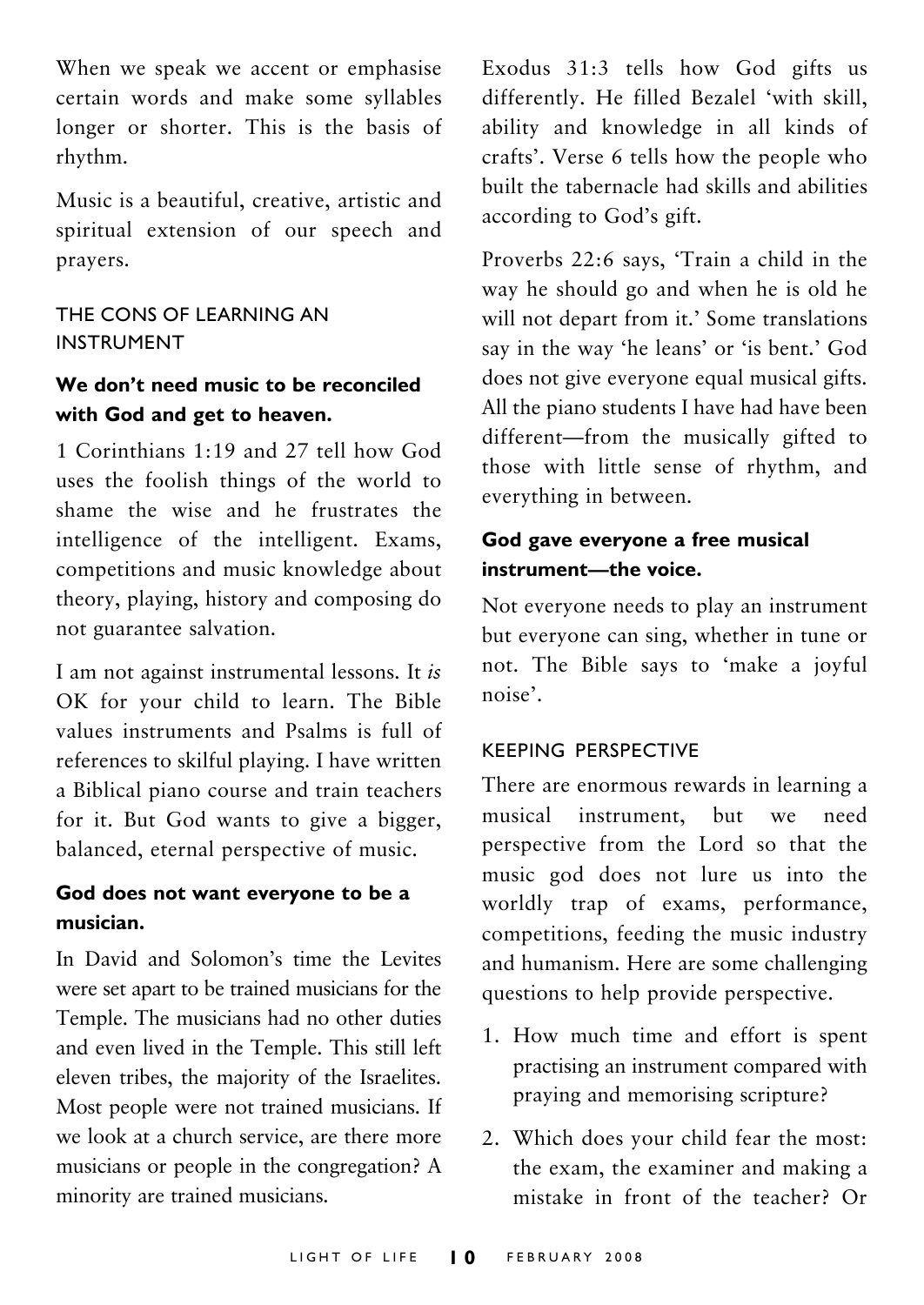When we speak we accent or emphasise certain words and make some syllables longer or shorter. This is the basis of rhythm.

Music is a beautiful, creative, artistic and spiritual extension of our speech and prayers.

## THE CONS OF LEARNING AN INSTRUMENT

### We don't need music to be reconciled with God and get to heaven.

1 Corinthians 1:19 and 27 tell how God uses the foolish things of the world to shame the wise and he frustrates the intelligence of the intelligent. Exams, competitions and music knowledge about theory, playing, history and composing do not guarantee salvation.

I am not against instrumental lessons. It *is* OK for your child to learn. The Bible values instruments and Psalms is full of references to skilful playing. I have written a Biblical piano course and train teachers for it. But God wants to give a bigger, balanced, eternal perspective of music.

### God does not want everyone to be a musician.

In David and Solomon's time the Levites were set apart to be trained musicians for the Temple. The musicians had no other duties and even lived in the Temple. This still left eleven tribes, the majority of the Israelites. Most people were not trained musicians. If we look at a church service, are there more musicians or people in the congregation? A minority are trained musicians.

Exodus 31:3 tells how God gifts us differently. He filled Bezalel 'with skill, ability and knowledge in all kinds of crafts'. Verse 6 tells how the people who built the tabernacle had skills and abilities according to God's gift.

Proverbs 22:6 says, 'Train a child in the way he should go and when he is old he will not depart from it.' Some translations say in the way 'he leans' or 'is bent.' God does not give everyone equal musical gifts. All the piano students I have had have been different—from the musically gifted to those with little sense of rhythm, and everything in between.

### God gave everyone a free musical instrument—the voice.

Not everyone needs to play an instrument but everyone can sing, whether in tune or not. The Bible says to 'make a joyful noise'.

## KEEPING PERSPECTIVE

There are enormous rewards in learning a musical instrument, but we need perspective from the Lord so that the music god does not lure us into the worldly trap of exams, performance, competitions, feeding the music industry and humanism. Here are some challenging questions to help provide perspective.

1. How much time and effort is spent practising an instrument compared with praying and memorising scripture?
2. Which does your child fear the most: the exam, the examiner and making a mistake in front of the teacher? Or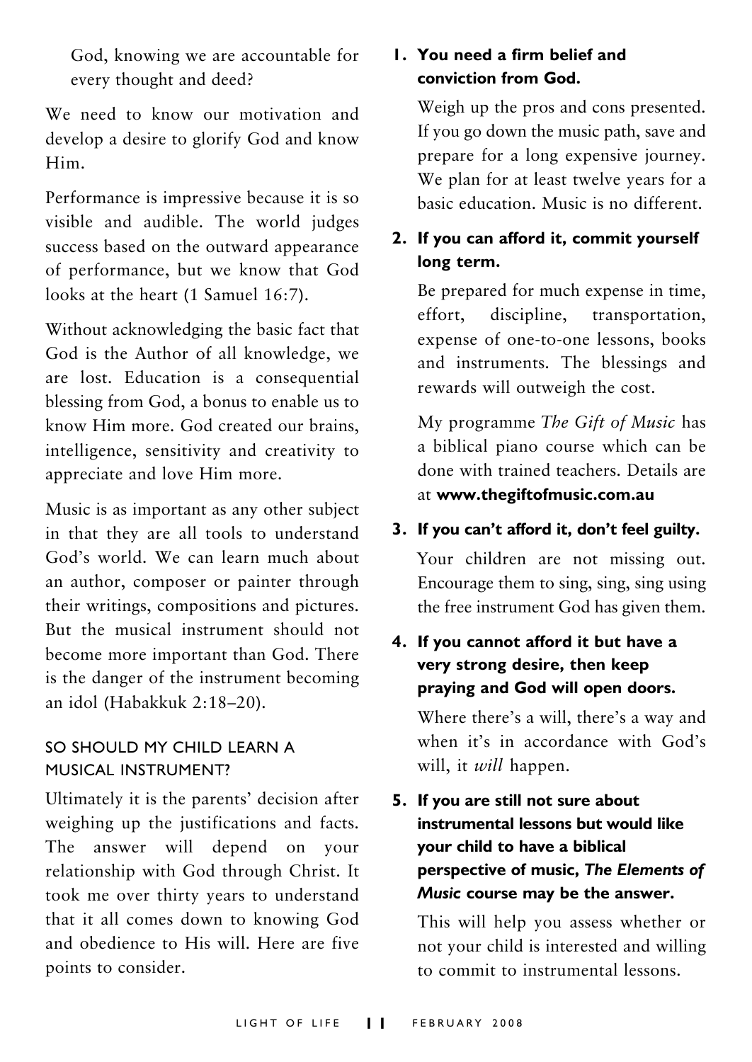God, knowing we are accountable for every thought and deed?

We need to know our motivation and develop a desire to glorify God and know Him.

Performance is impressive because it is so visible and audible. The world judges success based on the outward appearance of performance, but we know that God looks at the heart (1 Samuel 16:7).

Without acknowledging the basic fact that God is the Author of all knowledge, we are lost. Education is a consequential blessing from God, a bonus to enable us to know Him more. God created our brains, intelligence, sensitivity and creativity to appreciate and love Him more.

Music is as important as any other subject in that they are all tools to understand God's world. We can learn much about an author, composer or painter through their writings, compositions and pictures. But the musical instrument should not become more important than God. There is the danger of the instrument becoming an idol (Habakkuk 2:18–20).

## SO SHOULD MY CHILD LEARN A MUSICAL INSTRUMENT?

Ultimately it is the parents' decision after weighing up the justifications and facts. The answer will depend on your relationship with God through Christ. It took me over thirty years to understand that it all comes down to knowing God and obedience to His will. Here are five points to consider.

1. **You need a firm belief and conviction from God.**

   Weigh up the pros and cons presented. If you go down the music path, save and prepare for a long expensive journey. We plan for at least twelve years for a basic education. Music is no different.

2. **If you can afford it, commit yourself long term.**

   Be prepared for much expense in time, effort, discipline, transportation, expense of one-to-one lessons, books and instruments. The blessings and rewards will outweigh the cost.

   My programme *The Gift of Music* has a biblical piano course which can be done with trained teachers. Details are at **www.thegiftofmusic.com.au**

3. **If you can't afford it, don't feel guilty.**

   Your children are not missing out. Encourage them to sing, sing, sing using the free instrument God has given them.

4. **If you cannot afford it but have a very strong desire, then keep praying and God will open doors.**

   Where there's a will, there's a way and when it's in accordance with God's will, it *will* happen.

5. **If you are still not sure about instrumental lessons but would like your child to have a biblical perspective of music, *The Elements of Music* course may be the answer.**

   This will help you assess whether or not your child is interested and willing to commit to instrumental lessons.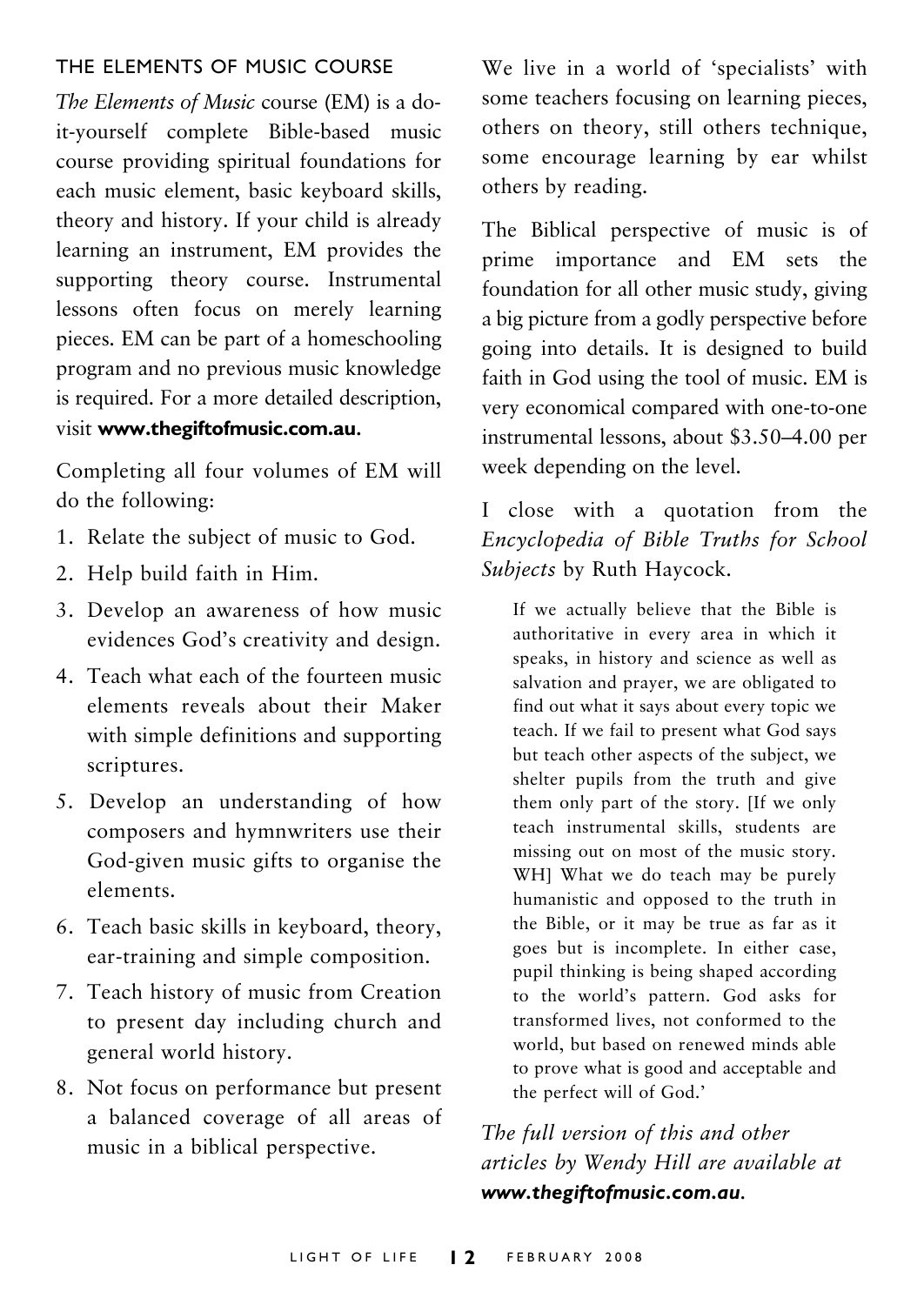## THE ELEMENTS OF MUSIC COURSE

*The Elements of Music* course (EM) is a do-it-yourself complete Bible-based music course providing spiritual foundations for each music element, basic keyboard skills, theory and history. If your child is already learning an instrument, EM provides the supporting theory course. Instrumental lessons often focus on merely learning pieces. EM can be part of a homeschooling program and no previous music knowledge is required. For a more detailed description, visit **www.thegiftofmusic.com.au**.

Completing all four volumes of EM will do the following:

1. Relate the subject of music to God.
2. Help build faith in Him.
3. Develop an awareness of how music evidences God's creativity and design.
4. Teach what each of the fourteen music elements reveals about their Maker with simple definitions and supporting scriptures.
5. Develop an understanding of how composers and hymnwriters use their God-given music gifts to organise the elements.
6. Teach basic skills in keyboard, theory, ear-training and simple composition.
7. Teach history of music from Creation to present day including church and general world history.
8. Not focus on performance but present a balanced coverage of all areas of music in a biblical perspective.

We live in a world of 'specialists' with some teachers focusing on learning pieces, others on theory, still others technique, some encourage learning by ear whilst others by reading.

The Biblical perspective of music is of prime importance and EM sets the foundation for all other music study, giving a big picture from a godly perspective before going into details. It is designed to build faith in God using the tool of music. EM is very economical compared with one-to-one instrumental lessons, about $3.50–4.00 per week depending on the level.

I close with a quotation from the *Encyclopedia of Bible Truths for School Subjects* by Ruth Haycock.

> If we actually believe that the Bible is authoritative in every area in which it speaks, in history and science as well as salvation and prayer, we are obligated to find out what it says about every topic we teach. If we fail to present what God says but teach other aspects of the subject, we shelter pupils from the truth and give them only part of the story. [If we only teach instrumental skills, students are missing out on most of the music story. WH] What we do teach may be purely humanistic and opposed to the truth in the Bible, or it may be true as far as it goes but is incomplete. In either case, pupil thinking is being shaped according to the world's pattern. God asks for transformed lives, not conformed to the world, but based on renewed minds able to prove what is good and acceptable and the perfect will of God.'

*The full version of this and other articles by Wendy Hill are available at* ***www.thegiftofmusic.com.au****.*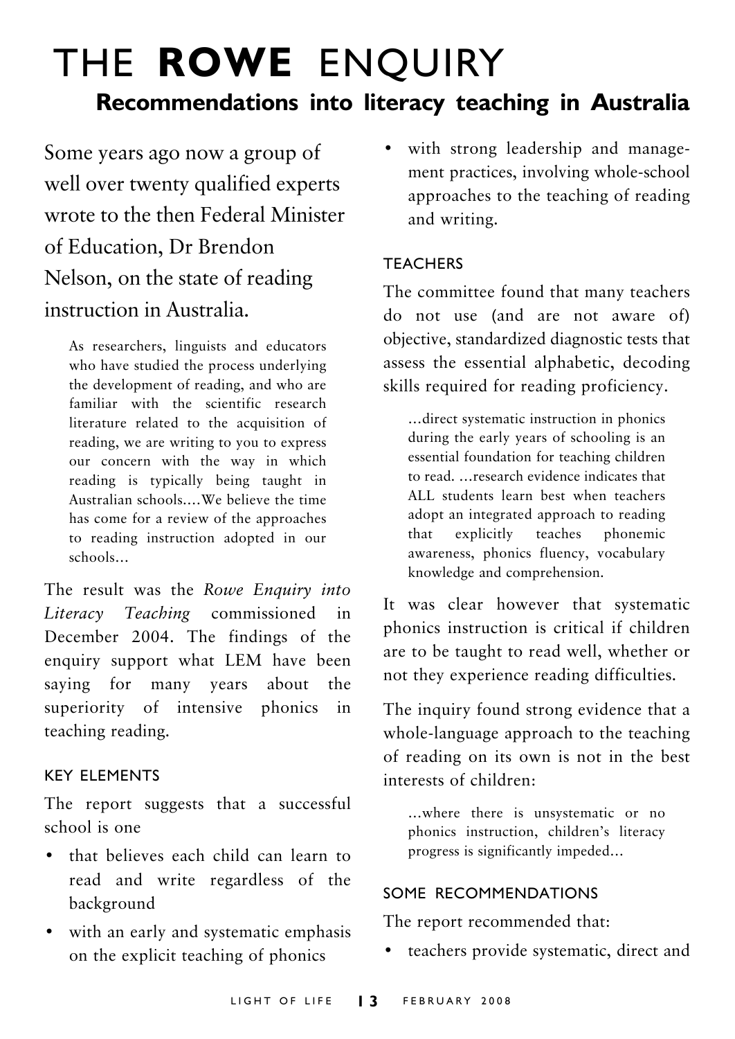# THE **ROWE** ENQUIRY

## Recommendations into literacy teaching in Australia

Some years ago now a group of well over twenty qualified experts wrote to the then Federal Minister of Education, Dr Brendon Nelson, on the state of reading instruction in Australia.

> As researchers, linguists and educators who have studied the process underlying the development of reading, and who are familiar with the scientific research literature related to the acquisition of reading, we are writing to you to express our concern with the way in which reading is typically being taught in Australian schools.…We believe the time has come for a review of the approaches to reading instruction adopted in our schools…

The result was the *Rowe Enquiry into Literacy Teaching* commissioned in December 2004. The findings of the enquiry support what LEM have been saying for many years about the superiority of intensive phonics in teaching reading.

### KEY ELEMENTS

The report suggests that a successful school is one

- that believes each child can learn to read and write regardless of the background
- with an early and systematic emphasis on the explicit teaching of phonics
- with strong leadership and management practices, involving whole-school approaches to the teaching of reading and writing.

### TEACHERS

The committee found that many teachers do not use (and are not aware of) objective, standardized diagnostic tests that assess the essential alphabetic, decoding skills required for reading proficiency.

> …direct systematic instruction in phonics during the early years of schooling is an essential foundation for teaching children to read. …research evidence indicates that ALL students learn best when teachers adopt an integrated approach to reading that explicitly teaches phonemic awareness, phonics fluency, vocabulary knowledge and comprehension.

It was clear however that systematic phonics instruction is critical if children are to be taught to read well, whether or not they experience reading difficulties.

The inquiry found strong evidence that a whole-language approach to the teaching of reading on its own is not in the best interests of children:

> …where there is unsystematic or no phonics instruction, children's literacy progress is significantly impeded…

### SOME RECOMMENDATIONS

The report recommended that:

- teachers provide systematic, direct and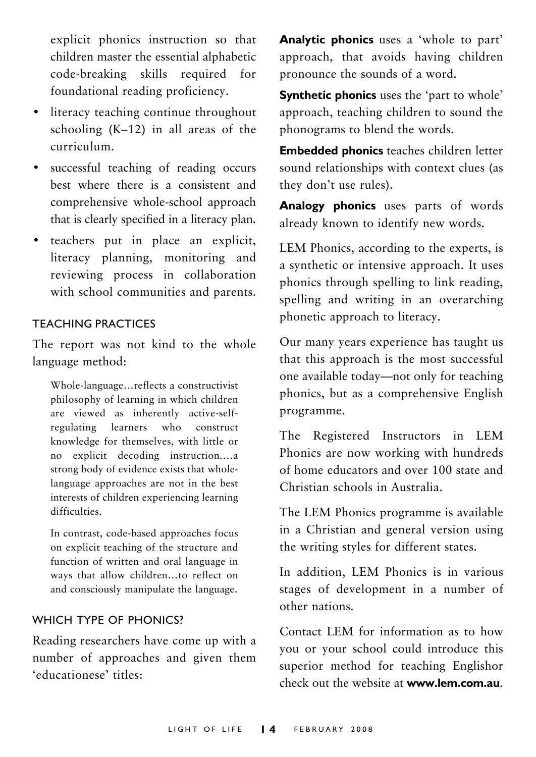explicit phonics instruction so that children master the essential alphabetic code-breaking skills required for foundational reading proficiency.

- literacy teaching continue throughout schooling (K–12) in all areas of the curriculum.
- successful teaching of reading occurs best where there is a consistent and comprehensive whole-school approach that is clearly specified in a literacy plan.
- teachers put in place an explicit, literacy planning, monitoring and reviewing process in collaboration with school communities and parents.

### TEACHING PRACTICES

The report was not kind to the whole language method:

> Whole-language…reflects a constructivist philosophy of learning in which children are viewed as inherently active-self-regulating learners who construct knowledge for themselves, with little or no explicit decoding instruction.…a strong body of evidence exists that whole-language approaches are not in the best interests of children experiencing learning difficulties.
>
> In contrast, code-based approaches focus on explicit teaching of the structure and function of written and oral language in ways that allow children…to reflect on and consciously manipulate the language.

### WHICH TYPE OF PHONICS?

Reading researchers have come up with a number of approaches and given them 'educationese' titles:

**Analytic phonics** uses a 'whole to part' approach, that avoids having children pronounce the sounds of a word.

**Synthetic phonics** uses the 'part to whole' approach, teaching children to sound the phonograms to blend the words.

**Embedded phonics** teaches children letter sound relationships with context clues (as they don't use rules).

**Analogy phonics** uses parts of words already known to identify new words.

LEM Phonics, according to the experts, is a synthetic or intensive approach. It uses phonics through spelling to link reading, spelling and writing in an overarching phonetic approach to literacy.

Our many years experience has taught us that this approach is the most successful one available today—not only for teaching phonics, but as a comprehensive English programme.

The Registered Instructors in LEM Phonics are now working with hundreds of home educators and over 100 state and Christian schools in Australia.

The LEM Phonics programme is available in a Christian and general version using the writing styles for different states.

In addition, LEM Phonics is in various stages of development in a number of other nations.

Contact LEM for information as to how you or your school could introduce this superior method for teaching Englishor check out the website at **www.lem.com.au**.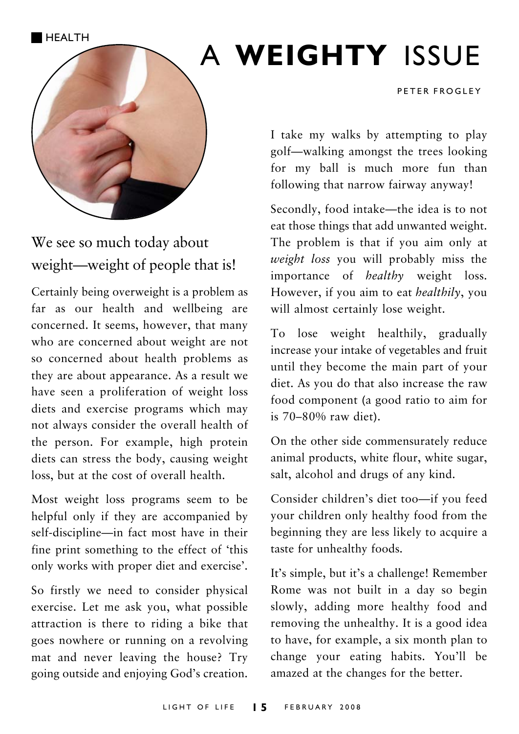HEALTH

# A **WEIGHTY** ISSUE

PETER FROGLEY

## We see so much today about weight—weight of people that is!

Certainly being overweight is a problem as far as our health and wellbeing are concerned. It seems, however, that many who are concerned about weight are not so concerned about health problems as they are about appearance. As a result we have seen a proliferation of weight loss diets and exercise programs which may not always consider the overall health of the person. For example, high protein diets can stress the body, causing weight loss, but at the cost of overall health.

Most weight loss programs seem to be helpful only if they are accompanied by self-discipline—in fact most have in their fine print something to the effect of 'this only works with proper diet and exercise'.

So firstly we need to consider physical exercise. Let me ask you, what possible attraction is there to riding a bike that goes nowhere or running on a revolving mat and never leaving the house? Try going outside and enjoying God's creation. I take my walks by attempting to play golf—walking amongst the trees looking for my ball is much more fun than following that narrow fairway anyway!

Secondly, food intake—the idea is to not eat those things that add unwanted weight. The problem is that if you aim only at *weight loss* you will probably miss the importance of *healthy* weight loss. However, if you aim to eat *healthily*, you will almost certainly lose weight.

To lose weight healthily, gradually increase your intake of vegetables and fruit until they become the main part of your diet. As you do that also increase the raw food component (a good ratio to aim for is 70–80% raw diet).

On the other side commensurately reduce animal products, white flour, white sugar, salt, alcohol and drugs of any kind.

Consider children's diet too—if you feed your children only healthy food from the beginning they are less likely to acquire a taste for unhealthy foods.

It's simple, but it's a challenge! Remember Rome was not built in a day so begin slowly, adding more healthy food and removing the unhealthy. It is a good idea to have, for example, a six month plan to change your eating habits. You'll be amazed at the changes for the better.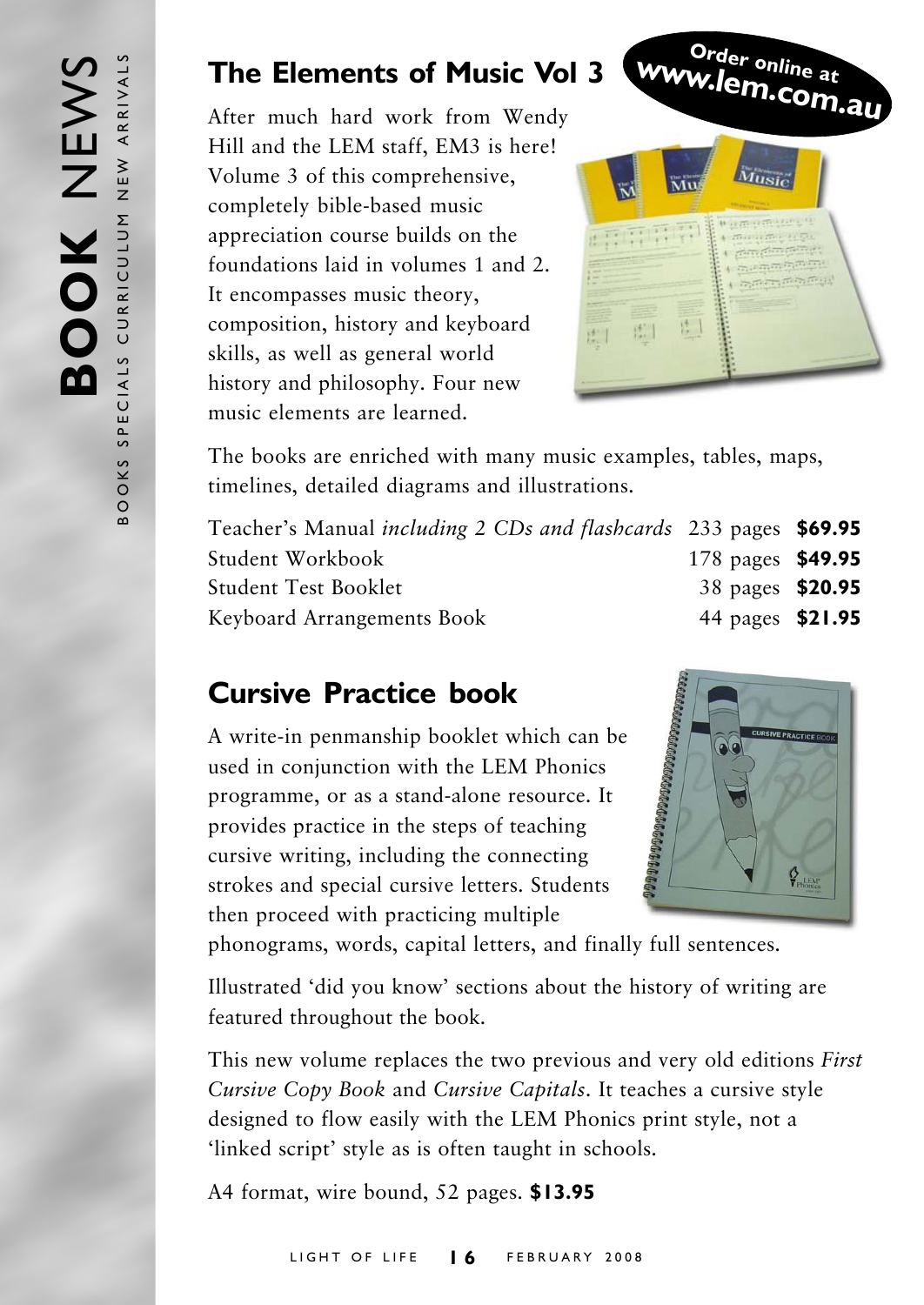## The Elements of Music Vol 3

**Order online at www.lem.com.au**

After much hard work from Wendy Hill and the LEM staff, EM3 is here! Volume 3 of this comprehensive, completely bible-based music appreciation course builds on the foundations laid in volumes 1 and 2. It encompasses music theory, composition, history and keyboard skills, as well as general world history and philosophy. Four new music elements are learned.

The books are enriched with many music examples, tables, maps, timelines, detailed diagrams and illustrations.

| | | |
|---|---|---|
| Teacher's Manual *including 2 CDs and flashcards* | 233 pages | **$69.95** |
| Student Workbook | 178 pages | **$49.95** |
| Student Test Booklet | 38 pages | **$20.95** |
| Keyboard Arrangements Book | 44 pages | **$21.95** |

## Cursive Practice book

A write-in penmanship booklet which can be used in conjunction with the LEM Phonics programme, or as a stand-alone resource. It provides practice in the steps of teaching cursive writing, including the connecting strokes and special cursive letters. Students then proceed with practicing multiple phonograms, words, capital letters, and finally full sentences.

Illustrated 'did you know' sections about the history of writing are featured throughout the book.

This new volume replaces the two previous and very old editions *First Cursive Copy Book* and *Cursive Capitals*. It teaches a cursive style designed to flow easily with the LEM Phonics print style, not a 'linked script' style as is often taught in schools.

A4 format, wire bound, 52 pages. **$13.95**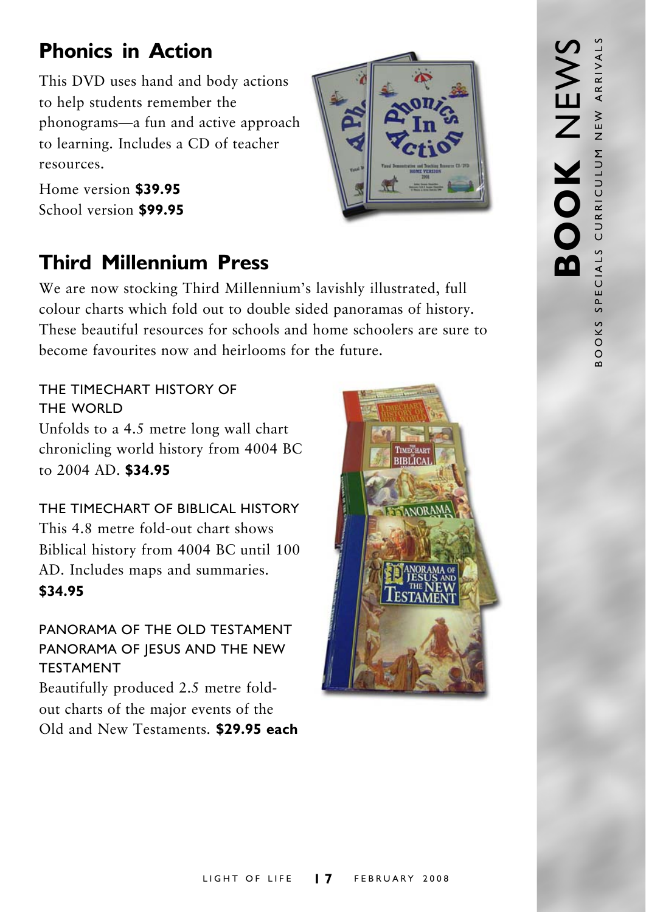## Phonics in Action

This DVD uses hand and body actions to help students remember the phonograms—a fun and active approach to learning. Includes a CD of teacher resources.

Home version **$39.95**
School version **$99.95**

## Third Millennium Press

We are now stocking Third Millennium's lavishly illustrated, full colour charts which fold out to double sided panoramas of history. These beautiful resources for schools and home schoolers are sure to become favourites now and heirlooms for the future.

### THE TIMECHART HISTORY OF THE WORLD

Unfolds to a 4.5 metre long wall chart chronicling world history from 4004 BC to 2004 AD. **$34.95**

### THE TIMECHART OF BIBLICAL HISTORY

This 4.8 metre fold-out chart shows Biblical history from 4004 BC until 100 AD. Includes maps and summaries. **$34.95**

### PANORAMA OF THE OLD TESTAMENT
### PANORAMA OF JESUS AND THE NEW TESTAMENT

Beautifully produced 2.5 metre fold-out charts of the major events of the Old and New Testaments. **$29.95 each**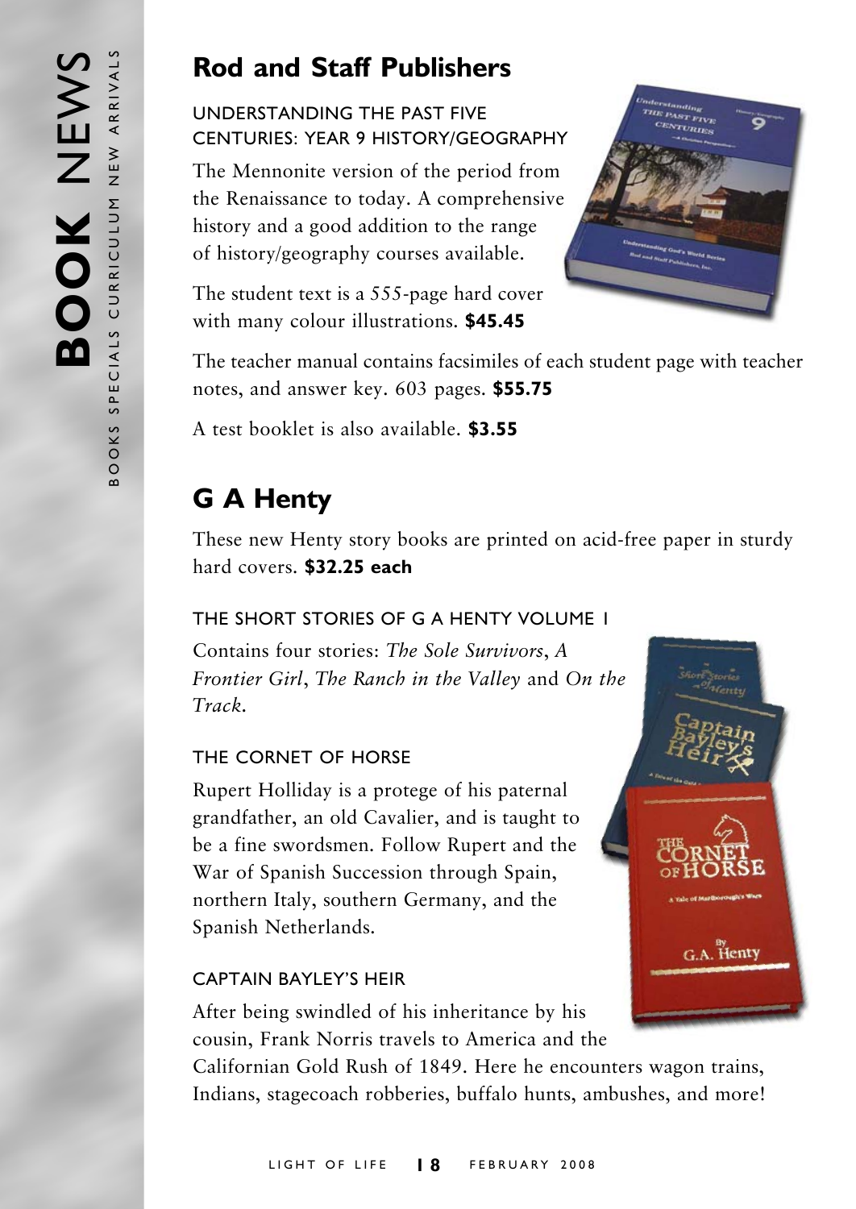## Rod and Staff Publishers

### UNDERSTANDING THE PAST FIVE CENTURIES: YEAR 9 HISTORY/GEOGRAPHY

The Mennonite version of the period from the Renaissance to today. A comprehensive history and a good addition to the range of history/geography courses available.

The student text is a 555-page hard cover with many colour illustrations. **$45.45**

The teacher manual contains facsimiles of each student page with teacher notes, and answer key. 603 pages. **$55.75**

A test booklet is also available. **$3.55**

## G A Henty

These new Henty story books are printed on acid-free paper in sturdy hard covers. **$32.25 each**

### THE SHORT STORIES OF G A HENTY VOLUME 1

Contains four stories: *The Sole Survivors*, *A Frontier Girl*, *The Ranch in the Valley* and *On the Track*.

### THE CORNET OF HORSE

Rupert Holliday is a protege of his paternal grandfather, an old Cavalier, and is taught to be a fine swordsmen. Follow Rupert and the War of Spanish Succession through Spain, northern Italy, southern Germany, and the Spanish Netherlands.

### CAPTAIN BAYLEY'S HEIR

After being swindled of his inheritance by his cousin, Frank Norris travels to America and the Californian Gold Rush of 1849. Here he encounters wagon trains, Indians, stagecoach robberies, buffalo hunts, ambushes, and more!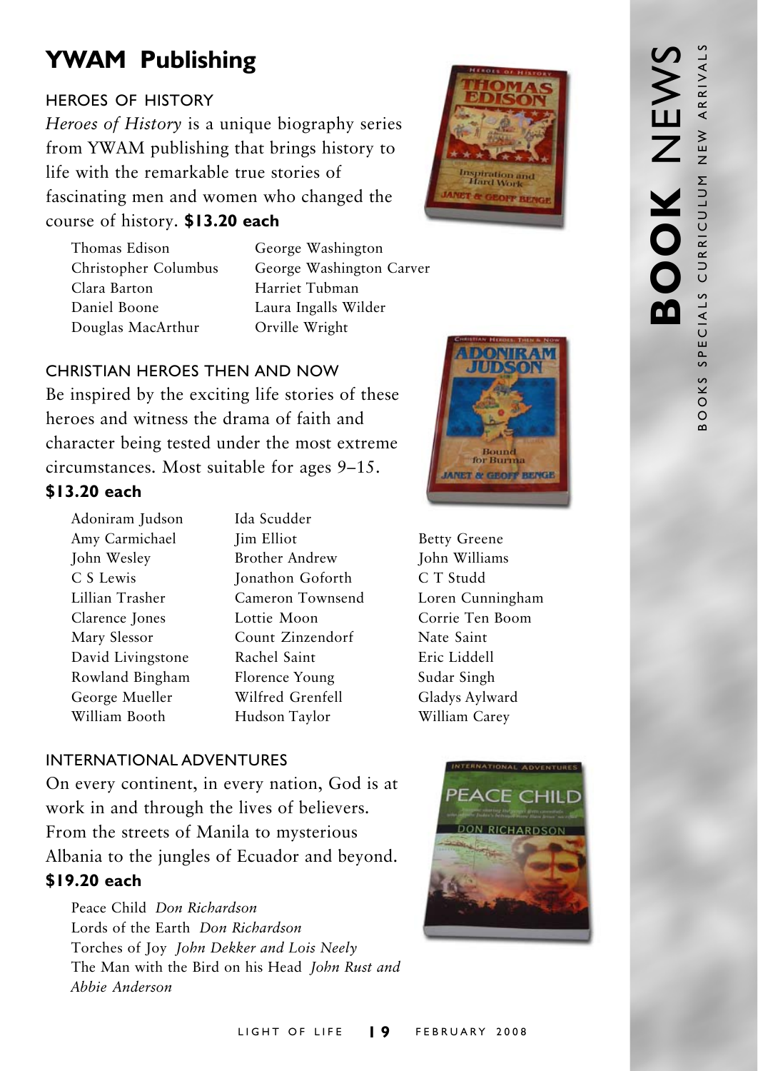# YWAM Publishing

## HEROES OF HISTORY

*Heroes of History* is a unique biography series from YWAM publishing that brings history to life with the remarkable true stories of fascinating men and women who changed the course of history. **$13.20 each**

- Thomas Edison
- Christopher Columbus
- Clara Barton
- Daniel Boone
- Douglas MacArthur
- George Washington
- George Washington Carver
- Harriet Tubman
- Laura Ingalls Wilder
- Orville Wright

## CHRISTIAN HEROES THEN AND NOW

Be inspired by the exciting life stories of these heroes and witness the drama of faith and character being tested under the most extreme circumstances. Most suitable for ages 9–15.

**$13.20 each**

- Adoniram Judson
- Amy Carmichael
- John Wesley
- C S Lewis
- Lillian Trasher
- Clarence Jones
- Mary Slessor
- David Livingstone
- Rowland Bingham
- George Mueller
- William Booth
- Ida Scudder
- Jim Elliot
- Brother Andrew
- Jonathon Goforth
- Cameron Townsend
- Lottie Moon
- Count Zinzendorf
- Rachel Saint
- Florence Young
- Wilfred Grenfell
- Hudson Taylor
- Betty Greene
- John Williams
- C T Studd
- Loren Cunningham
- Corrie Ten Boom
- Nate Saint
- Eric Liddell
- Sudar Singh
- Gladys Aylward
- William Carey

## INTERNATIONAL ADVENTURES

On every continent, in every nation, God is at work in and through the lives of believers. From the streets of Manila to mysterious Albania to the jungles of Ecuador and beyond.

**$19.20 each**

- Peace Child *Don Richardson*
- Lords of the Earth *Don Richardson*
- Torches of Joy *John Dekker and Lois Neely*
- The Man with the Bird on his Head *John Rust and Abbie Anderson*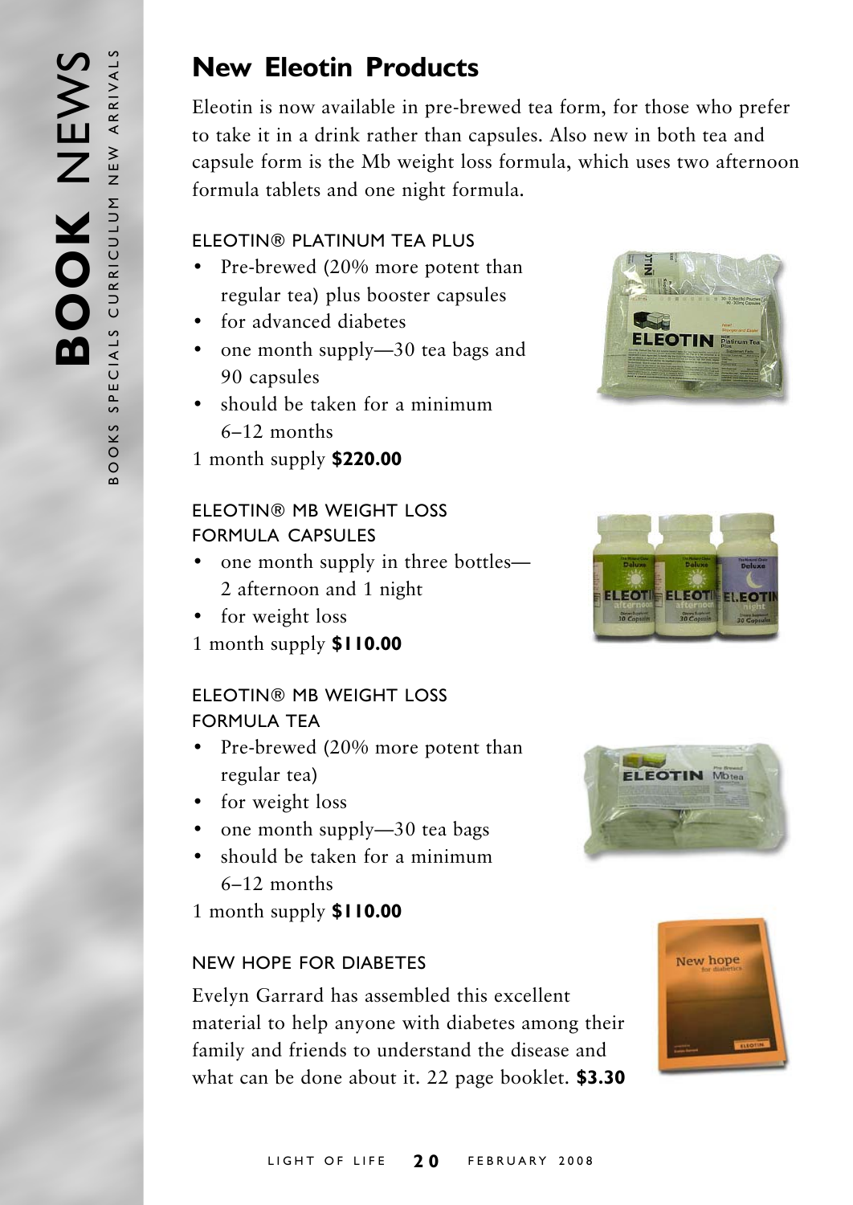## New Eleotin Products

Eleotin is now available in pre-brewed tea form, for those who prefer to take it in a drink rather than capsules. Also new in both tea and capsule form is the Mb weight loss formula, which uses two afternoon formula tablets and one night formula.

### ELEOTIN® PLATINUM TEA PLUS

- Pre-brewed (20% more potent than regular tea) plus booster capsules
- for advanced diabetes
- one month supply—30 tea bags and 90 capsules
- should be taken for a minimum 6–12 months

1 month supply **$220.00**

### ELEOTIN® MB WEIGHT LOSS FORMULA CAPSULES

- one month supply in three bottles—2 afternoon and 1 night
- for weight loss

1 month supply **$110.00**

### ELEOTIN® MB WEIGHT LOSS FORMULA TEA

- Pre-brewed (20% more potent than regular tea)
- for weight loss
- one month supply—30 tea bags
- should be taken for a minimum 6–12 months

1 month supply **$110.00**

### NEW HOPE FOR DIABETES

Evelyn Garrard has assembled this excellent material to help anyone with diabetes among their family and friends to understand the disease and what can be done about it. 22 page booklet. **$3.30**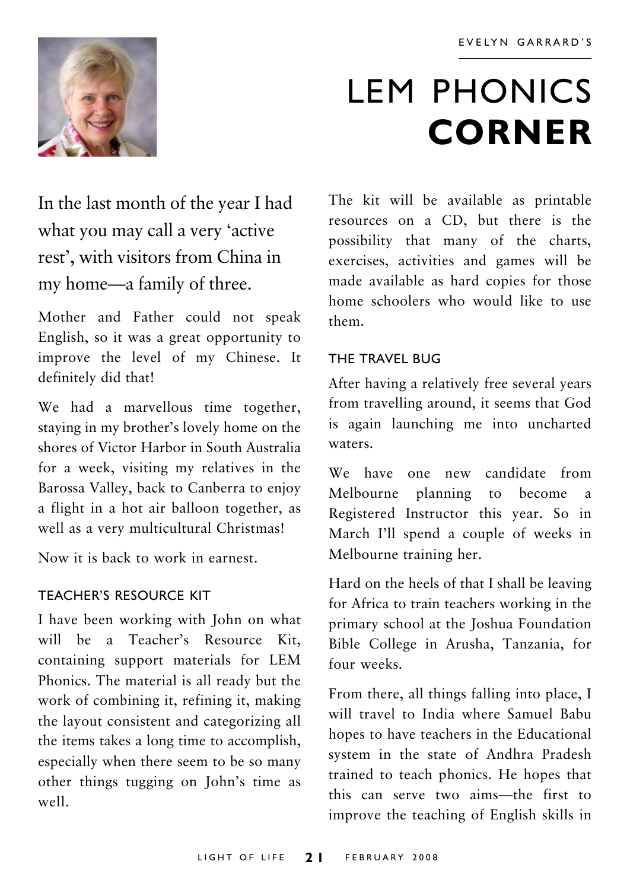EVELYN GARRARD'S

# LEM PHONICS **CORNER**

In the last month of the year I had what you may call a very 'active rest', with visitors from China in my home—a family of three.

Mother and Father could not speak English, so it was a great opportunity to improve the level of my Chinese. It definitely did that!

We had a marvellous time together, staying in my brother's lovely home on the shores of Victor Harbor in South Australia for a week, visiting my relatives in the Barossa Valley, back to Canberra to enjoy a flight in a hot air balloon together, as well as a very multicultural Christmas!

Now it is back to work in earnest.

### TEACHER'S RESOURCE KIT

I have been working with John on what will be a Teacher's Resource Kit, containing support materials for LEM Phonics. The material is all ready but the work of combining it, refining it, making the layout consistent and categorizing all the items takes a long time to accomplish, especially when there seem to be so many other things tugging on John's time as well.

The kit will be available as printable resources on a CD, but there is the possibility that many of the charts, exercises, activities and games will be made available as hard copies for those home schoolers who would like to use them.

### THE TRAVEL BUG

After having a relatively free several years from travelling around, it seems that God is again launching me into uncharted waters.

We have one new candidate from Melbourne planning to become a Registered Instructor this year. So in March I'll spend a couple of weeks in Melbourne training her.

Hard on the heels of that I shall be leaving for Africa to train teachers working in the primary school at the Joshua Foundation Bible College in Arusha, Tanzania, for four weeks.

From there, all things falling into place, I will travel to India where Samuel Babu hopes to have teachers in the Educational system in the state of Andhra Pradesh trained to teach phonics. He hopes that this can serve two aims—the first to improve the teaching of English skills in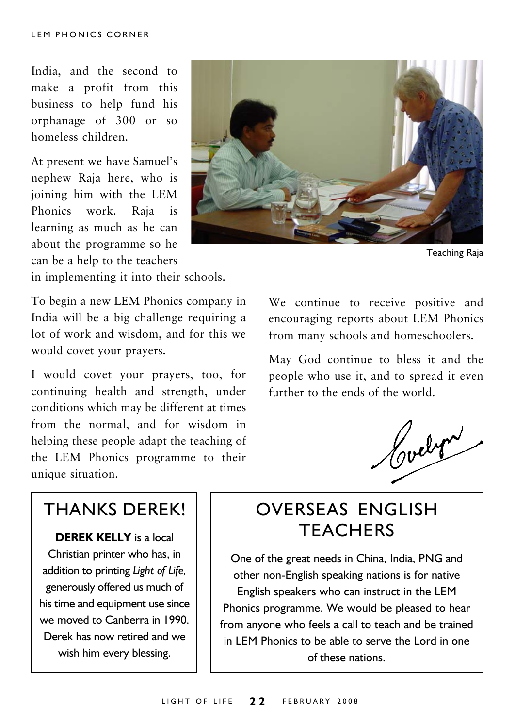India, and the second to make a profit from this business to help fund his orphanage of 300 or so homeless children.

At present we have Samuel's nephew Raja here, who is joining him with the LEM Phonics work. Raja is learning as much as he can about the programme so he can be a help to the teachers in implementing it into their schools.

Teaching Raja

To begin a new LEM Phonics company in India will be a big challenge requiring a lot of work and wisdom, and for this we would covet your prayers.

I would covet your prayers, too, for continuing health and strength, under conditions which may be different at times from the normal, and for wisdom in helping these people adapt the teaching of the LEM Phonics programme to their unique situation.

We continue to receive positive and encouraging reports about LEM Phonics from many schools and homeschoolers.

May God continue to bless it and the people who use it, and to spread it even further to the ends of the world.

Evelyn

## THANKS DEREK!

**DEREK KELLY** is a local Christian printer who has, in addition to printing *Light of Life*, generously offered us much of his time and equipment use since we moved to Canberra in 1990. Derek has now retired and we wish him every blessing.

## OVERSEAS ENGLISH TEACHERS

One of the great needs in China, India, PNG and other non-English speaking nations is for native English speakers who can instruct in the LEM Phonics programme. We would be pleased to hear from anyone who feels a call to teach and be trained in LEM Phonics to be able to serve the Lord in one of these nations.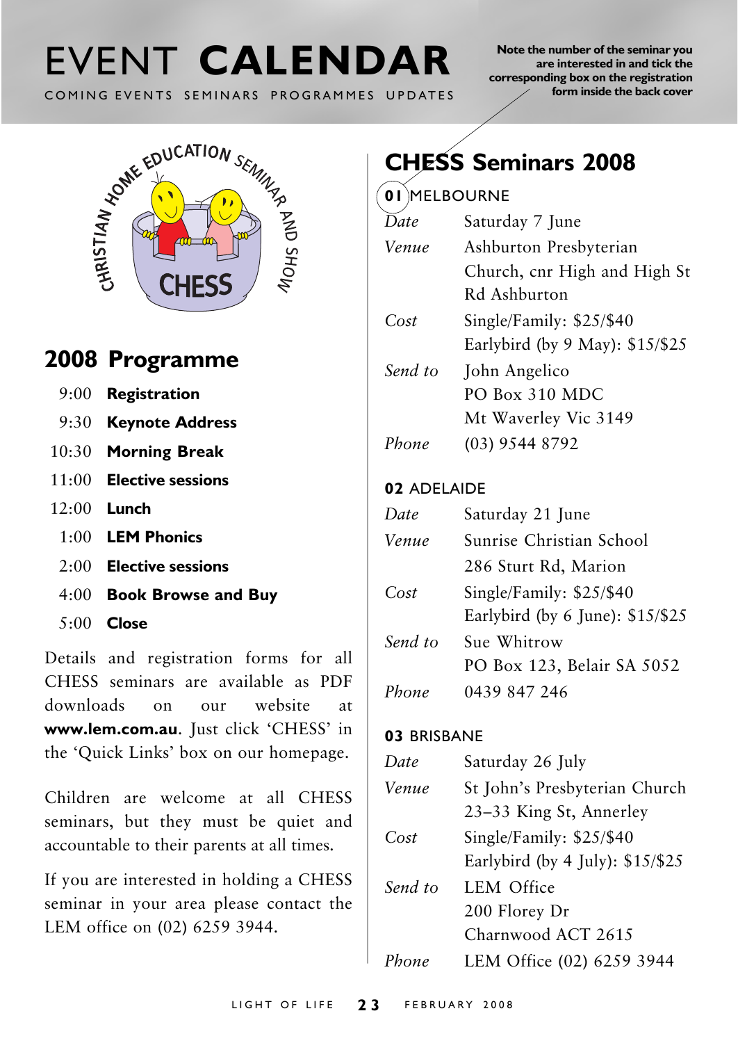# EVENT CALENDAR

COMING EVENTS SEMINARS PROGRAMMES UPDATES

**Note the number of the seminar you are interested in and tick the corresponding box on the registration form inside the back cover**

## 2008 Programme

| | |
|---|---|
| 9:00 | **Registration** |
| 9:30 | **Keynote Address** |
| 10:30 | **Morning Break** |
| 11:00 | **Elective sessions** |
| 12:00 | **Lunch** |
| 1:00 | **LEM Phonics** |
| 2:00 | **Elective sessions** |
| 4:00 | **Book Browse and Buy** |
| 5:00 | **Close** |

Details and registration forms for all CHESS seminars are available as PDF downloads on our website at **www.lem.com.au**. Just click 'CHESS' in the 'Quick Links' box on our homepage.

Children are welcome at all CHESS seminars, but they must be quiet and accountable to their parents at all times.

If you are interested in holding a CHESS seminar in your area please contact the LEM office on (02) 6259 3944.

## CHESS Seminars 2008

### 01 MELBOURNE

| | |
|---|---|
| *Date* | Saturday 7 June |
| *Venue* | Ashburton Presbyterian Church, cnr High and High St Rd Ashburton |
| *Cost* | Single/Family: $25/$40<br>Earlybird (by 9 May): $15/$25 |
| *Send to* | John Angelico<br>PO Box 310 MDC<br>Mt Waverley Vic 3149 |
| *Phone* | (03) 9544 8792 |

### 02 ADELAIDE

| | |
|---|---|
| *Date* | Saturday 21 June |
| *Venue* | Sunrise Christian School<br>286 Sturt Rd, Marion |
| *Cost* | Single/Family: $25/$40<br>Earlybird (by 6 June): $15/$25 |
| *Send to* | Sue Whitrow<br>PO Box 123, Belair SA 5052 |
| *Phone* | 0439 847 246 |

### 03 BRISBANE

| | |
|---|---|
| *Date* | Saturday 26 July |
| *Venue* | St John's Presbyterian Church<br>23–33 King St, Annerley |
| *Cost* | Single/Family: $25/$40<br>Earlybird (by 4 July): $15/$25 |
| *Send to* | LEM Office<br>200 Florey Dr<br>Charnwood ACT 2615 |
| *Phone* | LEM Office (02) 6259 3944 |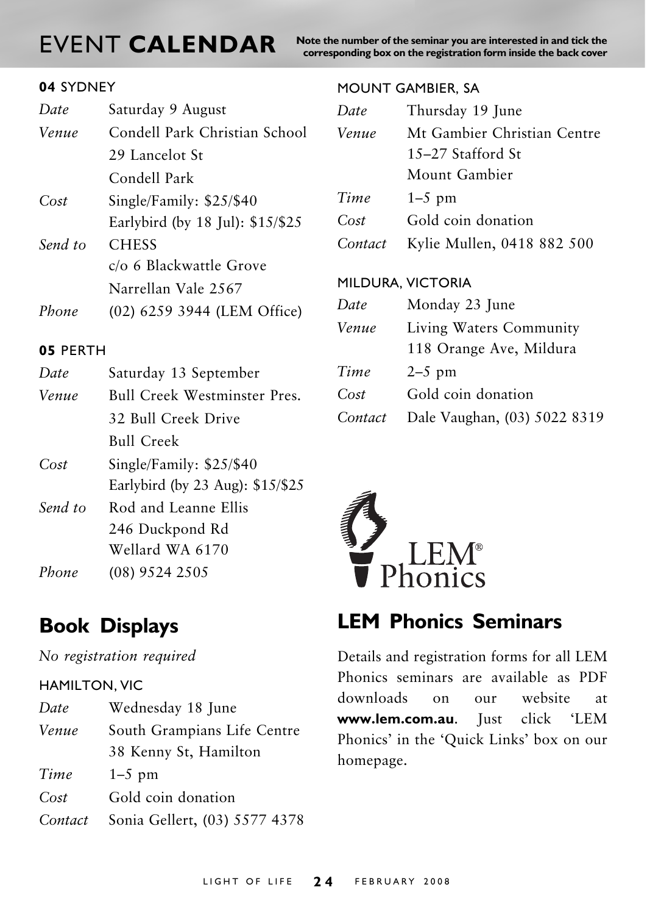# EVENT **CALENDAR**

**Note the number of the seminar you are interested in and tick the corresponding box on the registration form inside the back cover**

### **04** SYDNEY

| | |
|---|---|
| *Date* | Saturday 9 August |
| *Venue* | Condell Park Christian School<br>29 Lancelot St<br>Condell Park |
| *Cost* | Single/Family: $25/$40<br>Earlybird (by 18 Jul): $15/$25 |
| *Send to* | CHESS<br>c/o 6 Blackwattle Grove<br>Narrellan Vale 2567 |
| *Phone* | (02) 6259 3944 (LEM Office) |

### **05** PERTH

| | |
|---|---|
| *Date* | Saturday 13 September |
| *Venue* | Bull Creek Westminster Pres.<br>32 Bull Creek Drive<br>Bull Creek |
| *Cost* | Single/Family: $25/$40<br>Earlybird (by 23 Aug): $15/$25 |
| *Send to* | Rod and Leanne Ellis<br>246 Duckpond Rd<br>Wellard WA 6170 |
| *Phone* | (08) 9524 2505 |

## Book Displays

*No registration required*

### HAMILTON, VIC

| | |
|---|---|
| *Date* | Wednesday 18 June |
| *Venue* | South Grampians Life Centre<br>38 Kenny St, Hamilton |
| *Time* | 1–5 pm |
| *Cost* | Gold coin donation |
| *Contact* | Sonia Gellert, (03) 5577 4378 |

### MOUNT GAMBIER, SA

| | |
|---|---|
| *Date* | Thursday 19 June |
| *Venue* | Mt Gambier Christian Centre<br>15–27 Stafford St<br>Mount Gambier |
| *Time* | 1–5 pm |
| *Cost* | Gold coin donation |
| *Contact* | Kylie Mullen, 0418 882 500 |

### MILDURA, VICTORIA

| | |
|---|---|
| *Date* | Monday 23 June |
| *Venue* | Living Waters Community<br>118 Orange Ave, Mildura |
| *Time* | 2–5 pm |
| *Cost* | Gold coin donation |
| *Contact* | Dale Vaughan, (03) 5022 8319 |

LEM® Phonics

## LEM Phonics Seminars

Details and registration forms for all LEM Phonics seminars are available as PDF downloads on our website at **www.lem.com.au**. Just click 'LEM Phonics' in the 'Quick Links' box on our homepage.